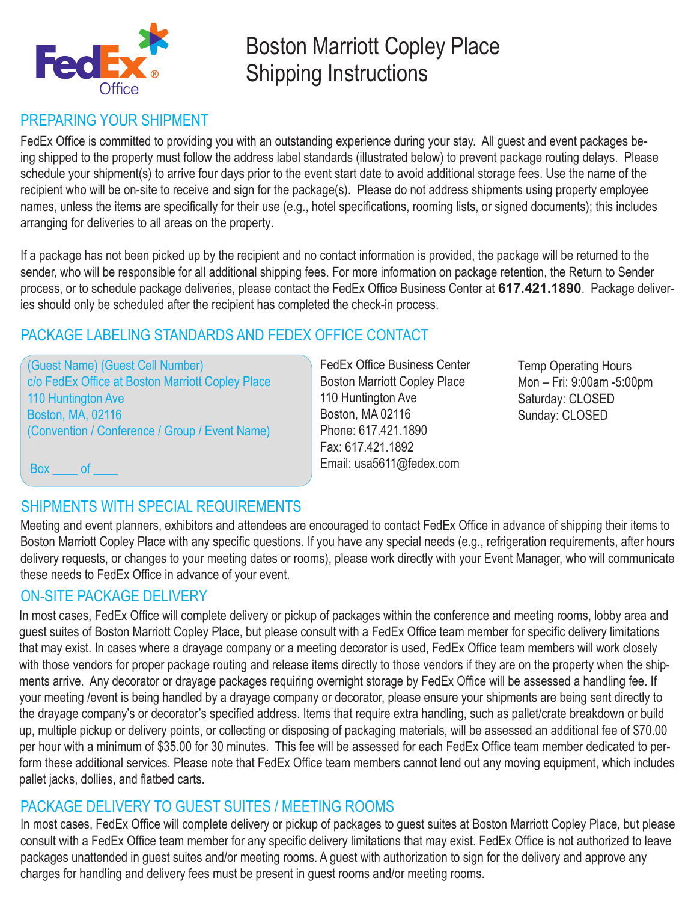# Boston Marriott Copley Place Shipping Instructions

## PREPARING YOUR SHIPMENT

FedEx Office is committed to providing you with an outstanding experience during your stay. All guest and event packages being shipped to the property must follow the address label standards (illustrated below) to prevent package routing delays. Please schedule your shipment(s) to arrive four days prior to the event start date to avoid additional storage fees. Use the name of the recipient who will be on-site to receive and sign for the package(s). Please do not address shipments using property employee names, unless the items are specifically for their use (e.g., hotel specifications, rooming lists, or signed documents); this includes arranging for deliveries to all areas on the property.

If a package has not been picked up by the recipient and no contact information is provided, the package will be returned to the sender, who will be responsible for all additional shipping fees. For more information on package retention, the Return to Sender process, or to schedule package deliveries, please contact the FedEx Office Business Center at **617.421.1890**. Package deliveries should only be scheduled after the recipient has completed the check-in process.

## PACKAGE LABELING STANDARDS AND FEDEX OFFICE CONTACT

(Guest Name) (Guest Cell Number)
c/o FedEx Office at Boston Marriott Copley Place
110 Huntington Ave
Boston, MA, 02116
(Convention / Conference / Group / Event Name)

Box ____ of ____

FedEx Office Business Center
Boston Marriott Copley Place
110 Huntington Ave
Boston, MA 02116
Phone: 617.421.1890
Fax: 617.421.1892
Email: usa5611@fedex.com

Temp Operating Hours
Mon – Fri: 9:00am -5:00pm
Saturday: CLOSED
Sunday: CLOSED

## SHIPMENTS WITH SPECIAL REQUIREMENTS

Meeting and event planners, exhibitors and attendees are encouraged to contact FedEx Office in advance of shipping their items to Boston Marriott Copley Place with any specific questions. If you have any special needs (e.g., refrigeration requirements, after hours delivery requests, or changes to your meeting dates or rooms), please work directly with your Event Manager, who will communicate these needs to FedEx Office in advance of your event.

## ON-SITE PACKAGE DELIVERY

In most cases, FedEx Office will complete delivery or pickup of packages within the conference and meeting rooms, lobby area and guest suites of Boston Marriott Copley Place, but please consult with a FedEx Office team member for specific delivery limitations that may exist. In cases where a drayage company or a meeting decorator is used, FedEx Office team members will work closely with those vendors for proper package routing and release items directly to those vendors if they are on the property when the shipments arrive. Any decorator or drayage packages requiring overnight storage by FedEx Office will be assessed a handling fee. If your meeting /event is being handled by a drayage company or decorator, please ensure your shipments are being sent directly to the drayage company's or decorator's specified address. Items that require extra handling, such as pallet/crate breakdown or build up, multiple pickup or delivery points, or collecting or disposing of packaging materials, will be assessed an additional fee of $70.00 per hour with a minimum of $35.00 for 30 minutes. This fee will be assessed for each FedEx Office team member dedicated to perform these additional services. Please note that FedEx Office team members cannot lend out any moving equipment, which includes pallet jacks, dollies, and flatbed carts.

## PACKAGE DELIVERY TO GUEST SUITES / MEETING ROOMS

In most cases, FedEx Office will complete delivery or pickup of packages to guest suites at Boston Marriott Copley Place, but please consult with a FedEx Office team member for any specific delivery limitations that may exist. FedEx Office is not authorized to leave packages unattended in guest suites and/or meeting rooms. A guest with authorization to sign for the delivery and approve any charges for handling and delivery fees must be present in guest rooms and/or meeting rooms.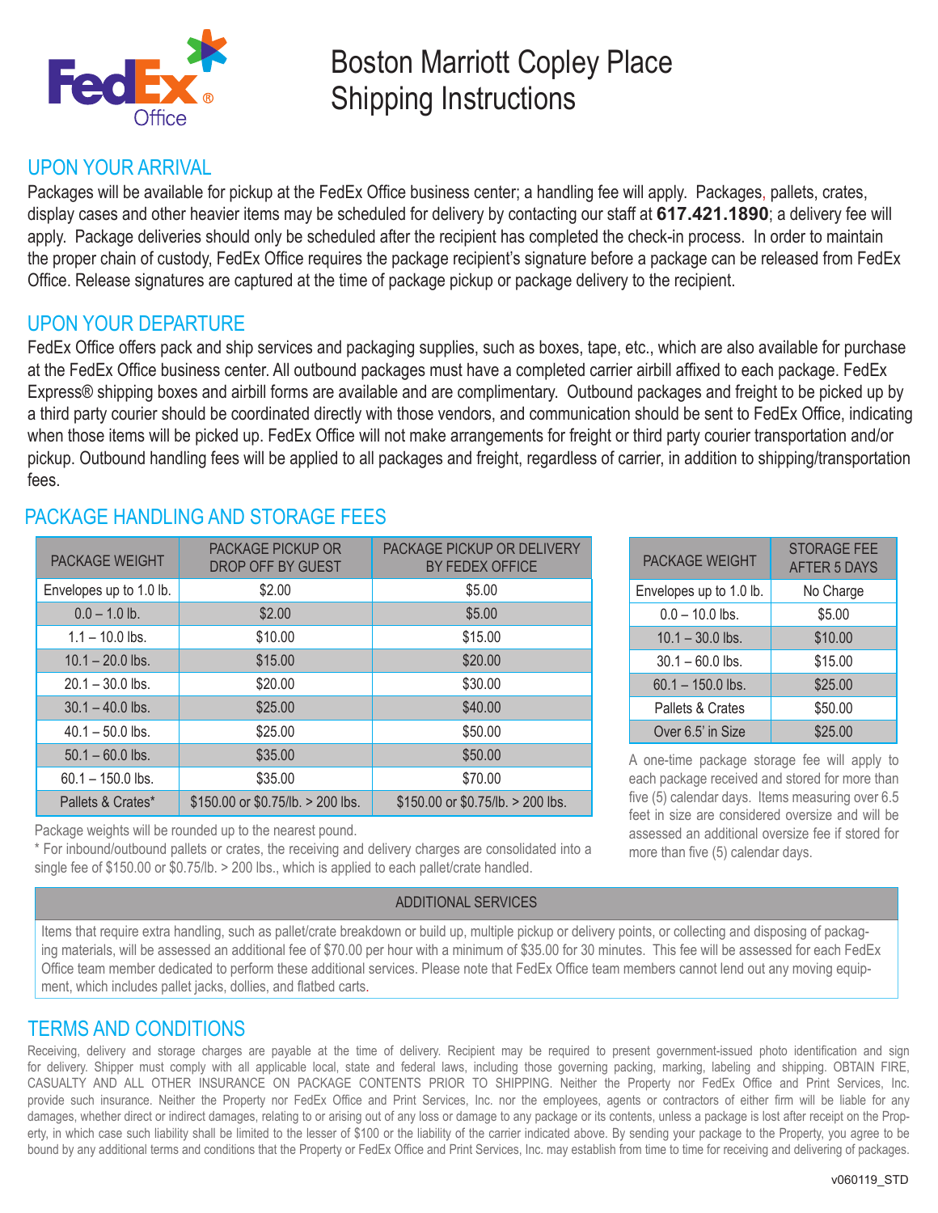FedEx Office

# Boston Marriott Copley Place Shipping Instructions

## UPON YOUR ARRIVAL

Packages will be available for pickup at the FedEx Office business center; a handling fee will apply. Packages, pallets, crates, display cases and other heavier items may be scheduled for delivery by contacting our staff at **617.421.1890**; a delivery fee will apply. Package deliveries should only be scheduled after the recipient has completed the check-in process. In order to maintain the proper chain of custody, FedEx Office requires the package recipient's signature before a package can be released from FedEx Office. Release signatures are captured at the time of package pickup or package delivery to the recipient.

## UPON YOUR DEPARTURE

FedEx Office offers pack and ship services and packaging supplies, such as boxes, tape, etc., which are also available for purchase at the FedEx Office business center. All outbound packages must have a completed carrier airbill affixed to each package. FedEx Express® shipping boxes and airbill forms are available and are complimentary. Outbound packages and freight to be picked up by a third party courier should be coordinated directly with those vendors, and communication should be sent to FedEx Office, indicating when those items will be picked up. FedEx Office will not make arrangements for freight or third party courier transportation and/or pickup. Outbound handling fees will be applied to all packages and freight, regardless of carrier, in addition to shipping/transportation fees.

## PACKAGE HANDLING AND STORAGE FEES

| PACKAGE WEIGHT | PACKAGE PICKUP OR DROP OFF BY GUEST | PACKAGE PICKUP OR DELIVERY BY FEDEX OFFICE |
|---|---|---|
| Envelopes up to 1.0 lb. | $2.00 | $5.00 |
| 0.0 – 1.0 lb. | $2.00 | $5.00 |
| 1.1 – 10.0 lbs. | $10.00 | $15.00 |
| 10.1 – 20.0 lbs. | $15.00 | $20.00 |
| 20.1 – 30.0 lbs. | $20.00 | $30.00 |
| 30.1 – 40.0 lbs. | $25.00 | $40.00 |
| 40.1 – 50.0 lbs. | $25.00 | $50.00 |
| 50.1 – 60.0 lbs. | $35.00 | $50.00 |
| 60.1 – 150.0 lbs. | $35.00 | $70.00 |
| Pallets & Crates* | $150.00 or $0.75/lb. > 200 lbs. | $150.00 or $0.75/lb. > 200 lbs. |

Package weights will be rounded up to the nearest pound.

\* For inbound/outbound pallets or crates, the receiving and delivery charges are consolidated into a single fee of $150.00 or $0.75/lb. > 200 lbs., which is applied to each pallet/crate handled.

| PACKAGE WEIGHT | STORAGE FEE AFTER 5 DAYS |
|---|---|
| Envelopes up to 1.0 lb. | No Charge |
| 0.0 – 10.0 lbs. | $5.00 |
| 10.1 – 30.0 lbs. | $10.00 |
| 30.1 – 60.0 lbs. | $15.00 |
| 60.1 – 150.0 lbs. | $25.00 |
| Pallets & Crates | $50.00 |
| Over 6.5' in Size | $25.00 |

A one-time package storage fee will apply to each package received and stored for more than five (5) calendar days. Items measuring over 6.5 feet in size are considered oversize and will be assessed an additional oversize fee if stored for more than five (5) calendar days.

### ADDITIONAL SERVICES

Items that require extra handling, such as pallet/crate breakdown or build up, multiple pickup or delivery points, or collecting and disposing of packaging materials, will be assessed an additional fee of $70.00 per hour with a minimum of $35.00 for 30 minutes. This fee will be assessed for each FedEx Office team member dedicated to perform these additional services. Please note that FedEx Office team members cannot lend out any moving equipment, which includes pallet jacks, dollies, and flatbed carts.

## TERMS AND CONDITIONS

Receiving, delivery and storage charges are payable at the time of delivery. Recipient may be required to present government-issued photo identification and sign for delivery. Shipper must comply with all applicable local, state and federal laws, including those governing packing, marking, labeling and shipping. OBTAIN FIRE, CASUALTY AND ALL OTHER INSURANCE ON PACKAGE CONTENTS PRIOR TO SHIPPING. Neither the Property nor FedEx Office and Print Services, Inc. provide such insurance. Neither the Property nor FedEx Office and Print Services, Inc. nor the employees, agents or contractors of either firm will be liable for any damages, whether direct or indirect damages, relating to or arising out of any loss or damage to any package or its contents, unless a package is lost after receipt on the Property, in which case such liability shall be limited to the lesser of $100 or the liability of the carrier indicated above. By sending your package to the Property, you agree to be bound by any additional terms and conditions that the Property or FedEx Office and Print Services, Inc. may establish from time to time for receiving and delivering of packages.

v060119_STD